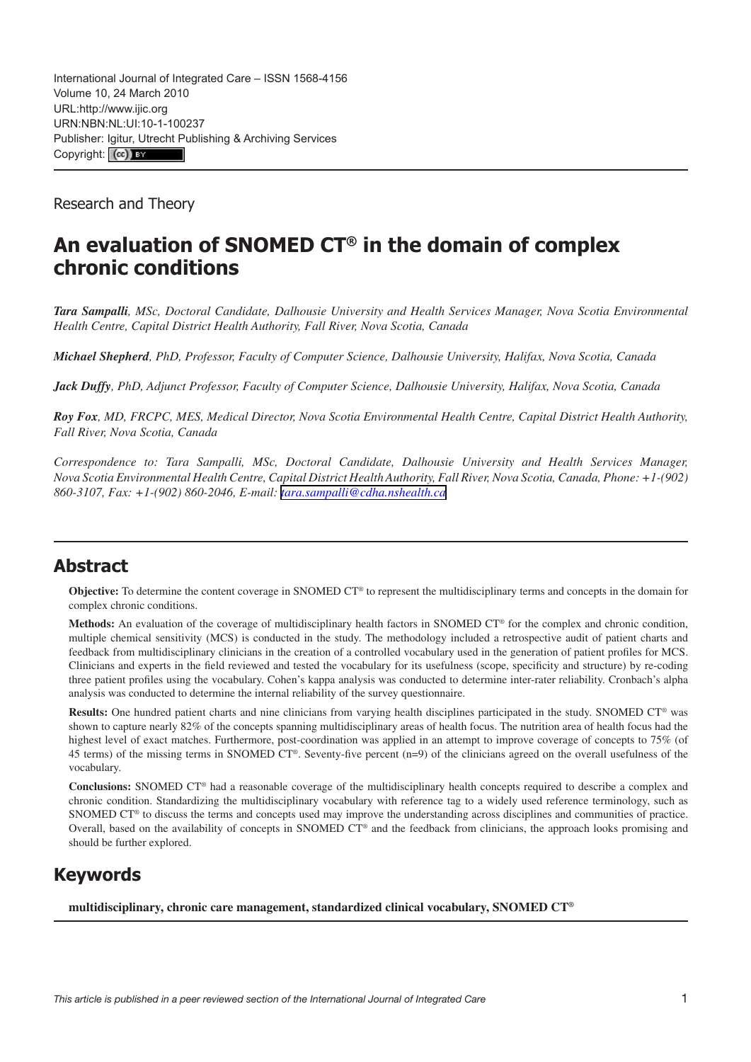International Journal of Integrated Care – ISSN 1568-4156
Volume 10, 24 March 2010
URL:http://www.ijic.org
URN:NBN:NL:UI:10-1-100237
Publisher: Igitur, Utrecht Publishing & Archiving Services
Copyright: (cc) BY

Research and Theory

# An evaluation of SNOMED CT® in the domain of complex chronic conditions

***Tara Sampalli**, MSc, Doctoral Candidate, Dalhousie University and Health Services Manager, Nova Scotia Environmental Health Centre, Capital District Health Authority, Fall River, Nova Scotia, Canada*

***Michael Shepherd**, PhD, Professor, Faculty of Computer Science, Dalhousie University, Halifax, Nova Scotia, Canada*

***Jack Duffy**, PhD, Adjunct Professor, Faculty of Computer Science, Dalhousie University, Halifax, Nova Scotia, Canada*

***Roy Fox**, MD, FRCPC, MES, Medical Director, Nova Scotia Environmental Health Centre, Capital District Health Authority, Fall River, Nova Scotia, Canada*

*Correspondence to: Tara Sampalli, MSc, Doctoral Candidate, Dalhousie University and Health Services Manager, Nova Scotia Environmental Health Centre, Capital District Health Authority, Fall River, Nova Scotia, Canada, Phone: +1-(902) 860-3107, Fax: +1-(902) 860-2046, E-mail: tara.sampalli@cdha.nshealth.ca*

## Abstract

**Objective:** To determine the content coverage in SNOMED CT® to represent the multidisciplinary terms and concepts in the domain for complex chronic conditions.

**Methods:** An evaluation of the coverage of multidisciplinary health factors in SNOMED CT® for the complex and chronic condition, multiple chemical sensitivity (MCS) is conducted in the study. The methodology included a retrospective audit of patient charts and feedback from multidisciplinary clinicians in the creation of a controlled vocabulary used in the generation of patient profiles for MCS. Clinicians and experts in the field reviewed and tested the vocabulary for its usefulness (scope, specificity and structure) by re-coding three patient profiles using the vocabulary. Cohen's kappa analysis was conducted to determine inter-rater reliability. Cronbach's alpha analysis was conducted to determine the internal reliability of the survey questionnaire.

**Results:** One hundred patient charts and nine clinicians from varying health disciplines participated in the study. SNOMED CT® was shown to capture nearly 82% of the concepts spanning multidisciplinary areas of health focus. The nutrition area of health focus had the highest level of exact matches. Furthermore, post-coordination was applied in an attempt to improve coverage of concepts to 75% (of 45 terms) of the missing terms in SNOMED CT®. Seventy-five percent (n=9) of the clinicians agreed on the overall usefulness of the vocabulary.

**Conclusions:** SNOMED CT® had a reasonable coverage of the multidisciplinary health concepts required to describe a complex and chronic condition. Standardizing the multidisciplinary vocabulary with reference tag to a widely used reference terminology, such as SNOMED CT® to discuss the terms and concepts used may improve the understanding across disciplines and communities of practice. Overall, based on the availability of concepts in SNOMED CT® and the feedback from clinicians, the approach looks promising and should be further explored.

## Keywords

**multidisciplinary, chronic care management, standardized clinical vocabulary, SNOMED CT®**

*This article is published in a peer reviewed section of the International Journal of Integrated Care*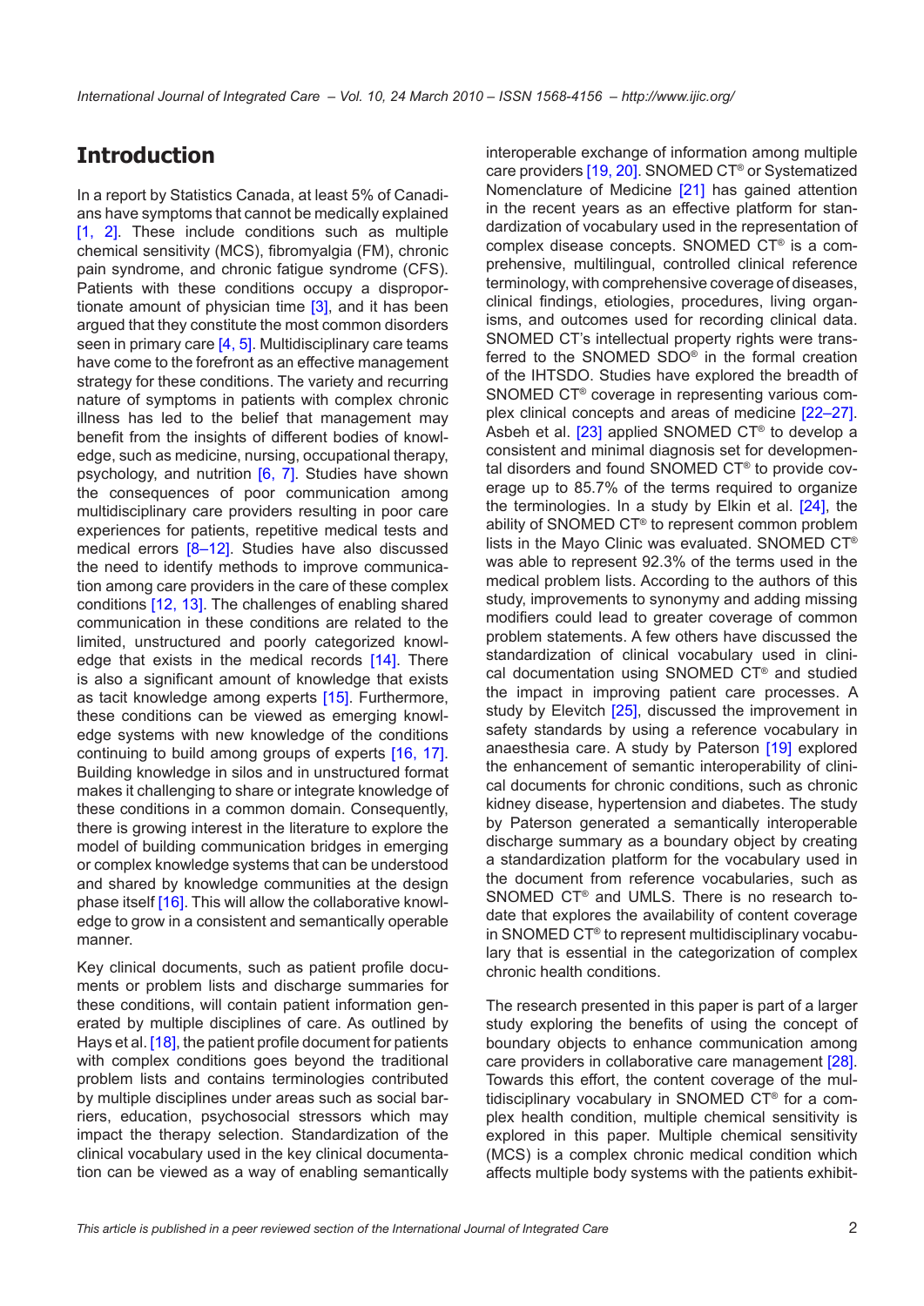## Introduction

In a report by Statistics Canada, at least 5% of Canadians have symptoms that cannot be medically explained [1, 2]. These include conditions such as multiple chemical sensitivity (MCS), fibromyalgia (FM), chronic pain syndrome, and chronic fatigue syndrome (CFS). Patients with these conditions occupy a disproportionate amount of physician time [3], and it has been argued that they constitute the most common disorders seen in primary care [4, 5]. Multidisciplinary care teams have come to the forefront as an effective management strategy for these conditions. The variety and recurring nature of symptoms in patients with complex chronic illness has led to the belief that management may benefit from the insights of different bodies of knowledge, such as medicine, nursing, occupational therapy, psychology, and nutrition [6, 7]. Studies have shown the consequences of poor communication among multidisciplinary care providers resulting in poor care experiences for patients, repetitive medical tests and medical errors [8–12]. Studies have also discussed the need to identify methods to improve communication among care providers in the care of these complex conditions [12, 13]. The challenges of enabling shared communication in these conditions are related to the limited, unstructured and poorly categorized knowledge that exists in the medical records [14]. There is also a significant amount of knowledge that exists as tacit knowledge among experts [15]. Furthermore, these conditions can be viewed as emerging knowledge systems with new knowledge of the conditions continuing to build among groups of experts [16, 17]. Building knowledge in silos and in unstructured format makes it challenging to share or integrate knowledge of these conditions in a common domain. Consequently, there is growing interest in the literature to explore the model of building communication bridges in emerging or complex knowledge systems that can be understood and shared by knowledge communities at the design phase itself [16]. This will allow the collaborative knowledge to grow in a consistent and semantically operable manner.

Key clinical documents, such as patient profile documents or problem lists and discharge summaries for these conditions, will contain patient information generated by multiple disciplines of care. As outlined by Hays et al. [18], the patient profile document for patients with complex conditions goes beyond the traditional problem lists and contains terminologies contributed by multiple disciplines under areas such as social barriers, education, psychosocial stressors which may impact the therapy selection. Standardization of the clinical vocabulary used in the key clinical documentation can be viewed as a way of enabling semantically interoperable exchange of information among multiple care providers [19, 20]. SNOMED CT® or Systematized Nomenclature of Medicine [21] has gained attention in the recent years as an effective platform for standardization of vocabulary used in the representation of complex disease concepts. SNOMED CT® is a comprehensive, multilingual, controlled clinical reference terminology, with comprehensive coverage of diseases, clinical findings, etiologies, procedures, living organisms, and outcomes used for recording clinical data. SNOMED CT's intellectual property rights were transferred to the SNOMED SDO® in the formal creation of the IHTSDO. Studies have explored the breadth of SNOMED CT® coverage in representing various complex clinical concepts and areas of medicine [22–27]. Asbeh et al. [23] applied SNOMED CT® to develop a consistent and minimal diagnosis set for developmental disorders and found SNOMED CT® to provide coverage up to 85.7% of the terms required to organize the terminologies. In a study by Elkin et al. [24], the ability of SNOMED CT® to represent common problem lists in the Mayo Clinic was evaluated. SNOMED CT® was able to represent 92.3% of the terms used in the medical problem lists. According to the authors of this study, improvements to synonymy and adding missing modifiers could lead to greater coverage of common problem statements. A few others have discussed the standardization of clinical vocabulary used in clinical documentation using SNOMED CT® and studied the impact in improving patient care processes. A study by Elevitch [25], discussed the improvement in safety standards by using a reference vocabulary in anaesthesia care. A study by Paterson [19] explored the enhancement of semantic interoperability of clinical documents for chronic conditions, such as chronic kidney disease, hypertension and diabetes. The study by Paterson generated a semantically interoperable discharge summary as a boundary object by creating a standardization platform for the vocabulary used in the document from reference vocabularies, such as SNOMED CT® and UMLS. There is no research to-date that explores the availability of content coverage in SNOMED CT® to represent multidisciplinary vocabulary that is essential in the categorization of complex chronic health conditions.

The research presented in this paper is part of a larger study exploring the benefits of using the concept of boundary objects to enhance communication among care providers in collaborative care management [28]. Towards this effort, the content coverage of the multidisciplinary vocabulary in SNOMED CT® for a complex health condition, multiple chemical sensitivity is explored in this paper. Multiple chemical sensitivity (MCS) is a complex chronic medical condition which affects multiple body systems with the patients exhibit-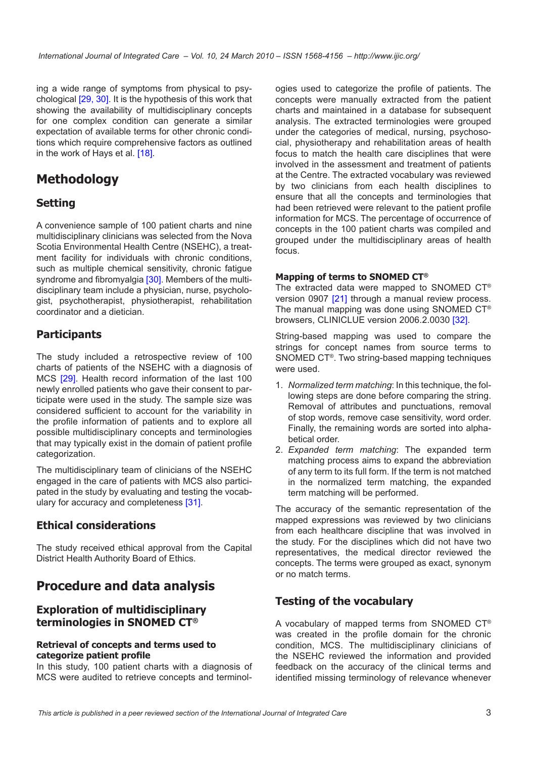ing a wide range of symptoms from physical to psychological [29, 30]. It is the hypothesis of this work that showing the availability of multidisciplinary concepts for one complex condition can generate a similar expectation of available terms for other chronic conditions which require comprehensive factors as outlined in the work of Hays et al. [18].

# Methodology

## Setting

A convenience sample of 100 patient charts and nine multidisciplinary clinicians was selected from the Nova Scotia Environmental Health Centre (NSEHC), a treatment facility for individuals with chronic conditions, such as multiple chemical sensitivity, chronic fatigue syndrome and fibromyalgia [30]. Members of the multidisciplinary team include a physician, nurse, psychologist, psychotherapist, physiotherapist, rehabilitation coordinator and a dietician.

## Participants

The study included a retrospective review of 100 charts of patients of the NSEHC with a diagnosis of MCS [29]. Health record information of the last 100 newly enrolled patients who gave their consent to participate were used in the study. The sample size was considered sufficient to account for the variability in the profile information of patients and to explore all possible multidisciplinary concepts and terminologies that may typically exist in the domain of patient profile categorization.

The multidisciplinary team of clinicians of the NSEHC engaged in the care of patients with MCS also participated in the study by evaluating and testing the vocabulary for accuracy and completeness [31].

## Ethical considerations

The study received ethical approval from the Capital District Health Authority Board of Ethics.

# Procedure and data analysis

## Exploration of multidisciplinary terminologies in SNOMED CT®

### Retrieval of concepts and terms used to categorize patient profile

In this study, 100 patient charts with a diagnosis of MCS were audited to retrieve concepts and terminologies used to categorize the profile of patients. The concepts were manually extracted from the patient charts and maintained in a database for subsequent analysis. The extracted terminologies were grouped under the categories of medical, nursing, psychosocial, physiotherapy and rehabilitation areas of health focus to match the health care disciplines that were involved in the assessment and treatment of patients at the Centre. The extracted vocabulary was reviewed by two clinicians from each health disciplines to ensure that all the concepts and terminologies that had been retrieved were relevant to the patient profile information for MCS. The percentage of occurrence of concepts in the 100 patient charts was compiled and grouped under the multidisciplinary areas of health focus.

### Mapping of terms to SNOMED CT®

The extracted data were mapped to SNOMED CT® version 0907 [21] through a manual review process. The manual mapping was done using SNOMED CT® browsers, CLINICLUE version 2006.2.0030 [32].

String-based mapping was used to compare the strings for concept names from source terms to SNOMED CT®. Two string-based mapping techniques were used.

1. *Normalized term matching*: In this technique, the following steps are done before comparing the string. Removal of attributes and punctuations, removal of stop words, remove case sensitivity, word order. Finally, the remaining words are sorted into alphabetical order.
2. *Expanded term matching*: The expanded term matching process aims to expand the abbreviation of any term to its full form. If the term is not matched in the normalized term matching, the expanded term matching will be performed.

The accuracy of the semantic representation of the mapped expressions was reviewed by two clinicians from each healthcare discipline that was involved in the study. For the disciplines which did not have two representatives, the medical director reviewed the concepts. The terms were grouped as exact, synonym or no match terms.

## Testing of the vocabulary

A vocabulary of mapped terms from SNOMED CT® was created in the profile domain for the chronic condition, MCS. The multidisciplinary clinicians of the NSEHC reviewed the information and provided feedback on the accuracy of the clinical terms and identified missing terminology of relevance whenever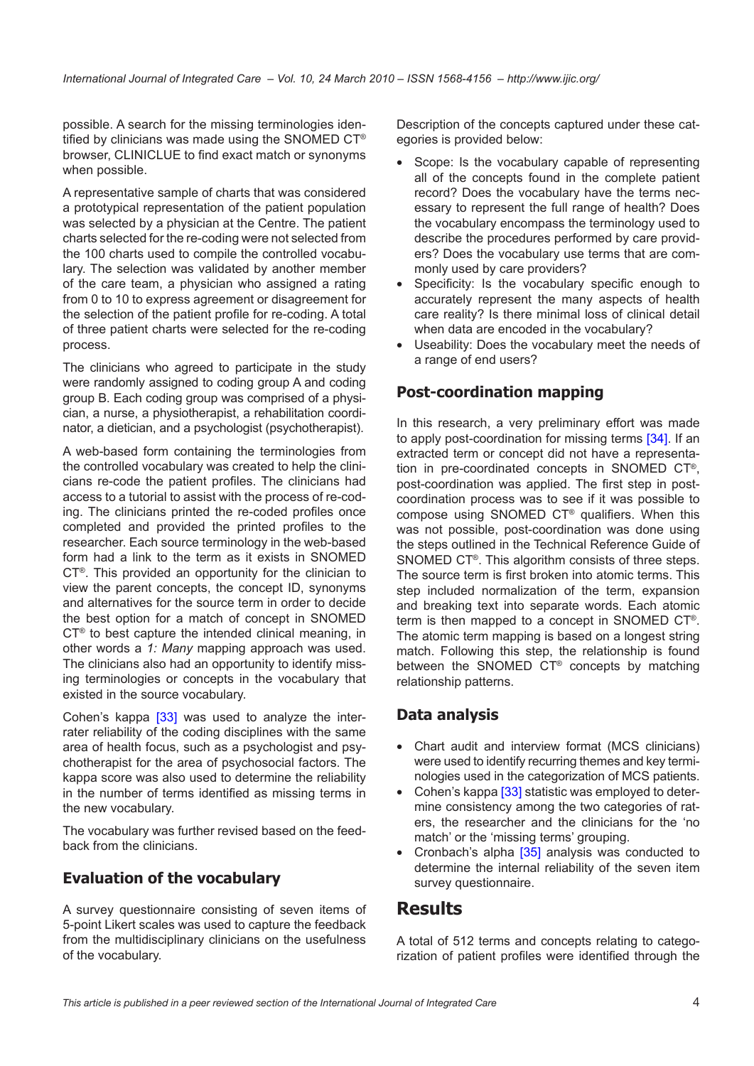possible. A search for the missing terminologies identified by clinicians was made using the SNOMED CT® browser, CLINICLUE to find exact match or synonyms when possible.

A representative sample of charts that was considered a prototypical representation of the patient population was selected by a physician at the Centre. The patient charts selected for the re-coding were not selected from the 100 charts used to compile the controlled vocabulary. The selection was validated by another member of the care team, a physician who assigned a rating from 0 to 10 to express agreement or disagreement for the selection of the patient profile for re-coding. A total of three patient charts were selected for the re-coding process.

The clinicians who agreed to participate in the study were randomly assigned to coding group A and coding group B. Each coding group was comprised of a physician, a nurse, a physiotherapist, a rehabilitation coordinator, a dietician, and a psychologist (psychotherapist).

A web-based form containing the terminologies from the controlled vocabulary was created to help the clinicians re-code the patient profiles. The clinicians had access to a tutorial to assist with the process of re-coding. The clinicians printed the re-coded profiles once completed and provided the printed profiles to the researcher. Each source terminology in the web-based form had a link to the term as it exists in SNOMED CT®. This provided an opportunity for the clinician to view the parent concepts, the concept ID, synonyms and alternatives for the source term in order to decide the best option for a match of concept in SNOMED CT® to best capture the intended clinical meaning, in other words a *1: Many* mapping approach was used. The clinicians also had an opportunity to identify missing terminologies or concepts in the vocabulary that existed in the source vocabulary.

Cohen's kappa [33] was used to analyze the inter-rater reliability of the coding disciplines with the same area of health focus, such as a psychologist and psychotherapist for the area of psychosocial factors. The kappa score was also used to determine the reliability in the number of terms identified as missing terms in the new vocabulary.

The vocabulary was further revised based on the feedback from the clinicians.

## Evaluation of the vocabulary

A survey questionnaire consisting of seven items of 5-point Likert scales was used to capture the feedback from the multidisciplinary clinicians on the usefulness of the vocabulary.

Description of the concepts captured under these categories is provided below:

- Scope: Is the vocabulary capable of representing all of the concepts found in the complete patient record? Does the vocabulary have the terms necessary to represent the full range of health? Does the vocabulary encompass the terminology used to describe the procedures performed by care providers? Does the vocabulary use terms that are commonly used by care providers?
- Specificity: Is the vocabulary specific enough to accurately represent the many aspects of health care reality? Is there minimal loss of clinical detail when data are encoded in the vocabulary?
- Useability: Does the vocabulary meet the needs of a range of end users?

## Post-coordination mapping

In this research, a very preliminary effort was made to apply post-coordination for missing terms [34]. If an extracted term or concept did not have a representation in pre-coordinated concepts in SNOMED CT®, post-coordination was applied. The first step in post-coordination process was to see if it was possible to compose using SNOMED CT® qualifiers. When this was not possible, post-coordination was done using the steps outlined in the Technical Reference Guide of SNOMED CT®. This algorithm consists of three steps. The source term is first broken into atomic terms. This step included normalization of the term, expansion and breaking text into separate words. Each atomic term is then mapped to a concept in SNOMED CT®. The atomic term mapping is based on a longest string match. Following this step, the relationship is found between the SNOMED CT® concepts by matching relationship patterns.

## Data analysis

- Chart audit and interview format (MCS clinicians) were used to identify recurring themes and key terminologies used in the categorization of MCS patients.
- Cohen's kappa [33] statistic was employed to determine consistency among the two categories of raters, the researcher and the clinicians for the 'no match' or the 'missing terms' grouping.
- Cronbach's alpha [35] analysis was conducted to determine the internal reliability of the seven item survey questionnaire.

# Results

A total of 512 terms and concepts relating to categorization of patient profiles were identified through the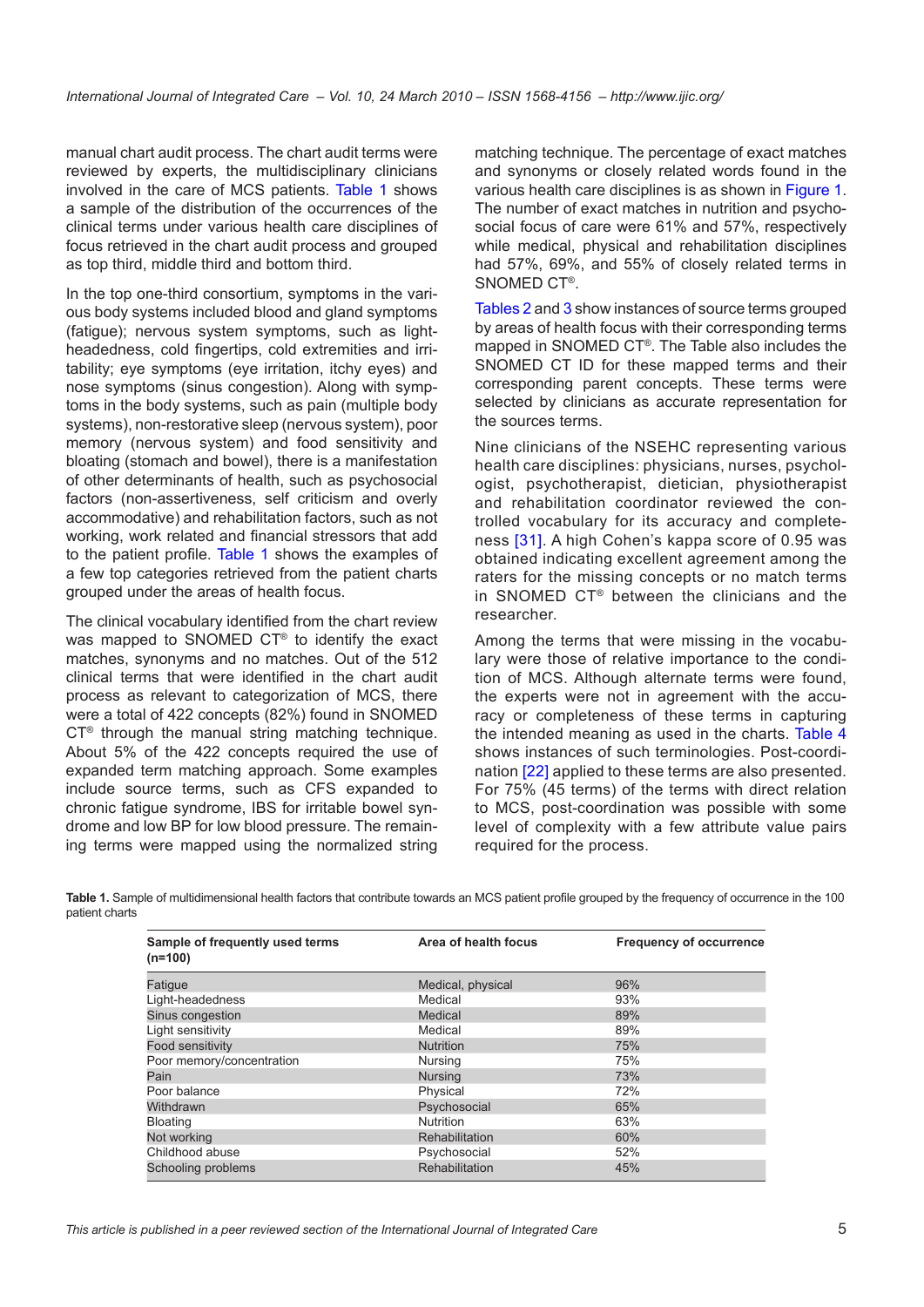manual chart audit process. The chart audit terms were reviewed by experts, the multidisciplinary clinicians involved in the care of MCS patients. Table 1 shows a sample of the distribution of the occurrences of the clinical terms under various health care disciplines of focus retrieved in the chart audit process and grouped as top third, middle third and bottom third.

In the top one-third consortium, symptoms in the various body systems included blood and gland symptoms (fatigue); nervous system symptoms, such as light-headedness, cold fingertips, cold extremities and irritability; eye symptoms (eye irritation, itchy eyes) and nose symptoms (sinus congestion). Along with symptoms in the body systems, such as pain (multiple body systems), non-restorative sleep (nervous system), poor memory (nervous system) and food sensitivity and bloating (stomach and bowel), there is a manifestation of other determinants of health, such as psychosocial factors (non-assertiveness, self criticism and overly accommodative) and rehabilitation factors, such as not working, work related and financial stressors that add to the patient profile. Table 1 shows the examples of a few top categories retrieved from the patient charts grouped under the areas of health focus.

The clinical vocabulary identified from the chart review was mapped to SNOMED CT® to identify the exact matches, synonyms and no matches. Out of the 512 clinical terms that were identified in the chart audit process as relevant to categorization of MCS, there were a total of 422 concepts (82%) found in SNOMED CT® through the manual string matching technique. About 5% of the 422 concepts required the use of expanded term matching approach. Some examples include source terms, such as CFS expanded to chronic fatigue syndrome, IBS for irritable bowel syndrome and low BP for low blood pressure. The remaining terms were mapped using the normalized string matching technique. The percentage of exact matches and synonyms or closely related words found in the various health care disciplines is as shown in Figure 1. The number of exact matches in nutrition and psychosocial focus of care were 61% and 57%, respectively while medical, physical and rehabilitation disciplines had 57%, 69%, and 55% of closely related terms in SNOMED CT®.

Tables 2 and 3 show instances of source terms grouped by areas of health focus with their corresponding terms mapped in SNOMED CT®. The Table also includes the SNOMED CT ID for these mapped terms and their corresponding parent concepts. These terms were selected by clinicians as accurate representation for the sources terms.

Nine clinicians of the NSEHC representing various health care disciplines: physicians, nurses, psychologist, psychotherapist, dietician, physiotherapist and rehabilitation coordinator reviewed the controlled vocabulary for its accuracy and completeness [31]. A high Cohen's kappa score of 0.95 was obtained indicating excellent agreement among the raters for the missing concepts or no match terms in SNOMED CT® between the clinicians and the researcher.

Among the terms that were missing in the vocabulary were those of relative importance to the condition of MCS. Although alternate terms were found, the experts were not in agreement with the accuracy or completeness of these terms in capturing the intended meaning as used in the charts. Table 4 shows instances of such terminologies. Post-coordination [22] applied to these terms are also presented. For 75% (45 terms) of the terms with direct relation to MCS, post-coordination was possible with some level of complexity with a few attribute value pairs required for the process.

**Table 1.** Sample of multidimensional health factors that contribute towards an MCS patient profile grouped by the frequency of occurrence in the 100 patient charts

| Sample of frequently used terms (n=100) | Area of health focus | Frequency of occurrence |
|---|---|---|
| Fatigue | Medical, physical | 96% |
| Light-headedness | Medical | 93% |
| Sinus congestion | Medical | 89% |
| Light sensitivity | Medical | 89% |
| Food sensitivity | Nutrition | 75% |
| Poor memory/concentration | Nursing | 75% |
| Pain | Nursing | 73% |
| Poor balance | Physical | 72% |
| Withdrawn | Psychosocial | 65% |
| Bloating | Nutrition | 63% |
| Not working | Rehabilitation | 60% |
| Childhood abuse | Psychosocial | 52% |
| Schooling problems | Rehabilitation | 45% |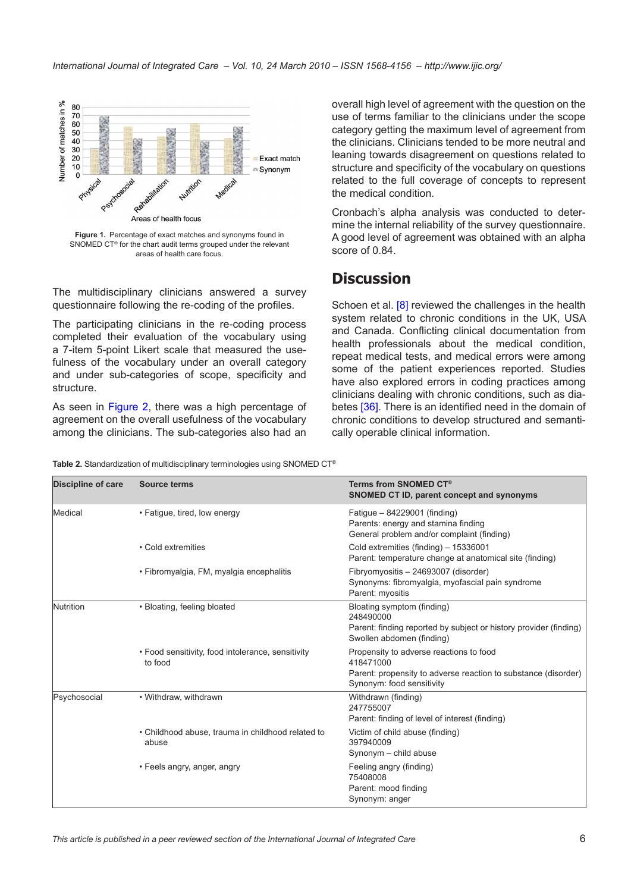Figure 1. Percentage of exact matches and synonyms found in SNOMED CT® for the chart audit terms grouped under the relevant areas of health care focus.

The multidisciplinary clinicians answered a survey questionnaire following the re-coding of the profiles.

The participating clinicians in the re-coding process completed their evaluation of the vocabulary using a 7-item 5-point Likert scale that measured the usefulness of the vocabulary under an overall category and under sub-categories of scope, specificity and structure.

As seen in Figure 2, there was a high percentage of agreement on the overall usefulness of the vocabulary among the clinicians. The sub-categories also had an overall high level of agreement with the question on the use of terms familiar to the clinicians under the scope category getting the maximum level of agreement from the clinicians. Clinicians tended to be more neutral and leaning towards disagreement on questions related to structure and specificity of the vocabulary on questions related to the full coverage of concepts to represent the medical condition.

Cronbach's alpha analysis was conducted to determine the internal reliability of the survey questionnaire. A good level of agreement was obtained with an alpha score of 0.84.

## Discussion

Schoen et al. [8] reviewed the challenges in the health system related to chronic conditions in the UK, USA and Canada. Conflicting clinical documentation from health professionals about the medical condition, repeat medical tests, and medical errors were among some of the patient experiences reported. Studies have also explored errors in coding practices among clinicians dealing with chronic conditions, such as diabetes [36]. There is an identified need in the domain of chronic conditions to develop structured and semantically operable clinical information.

**Table 2.** Standardization of multidisciplinary terminologies using SNOMED CT®

| Discipline of care | Source terms | Terms from SNOMED CT® SNOMED CT ID, parent concept and synonyms |
|---|---|---|
| Medical | • Fatigue, tired, low energy | Fatigue – 84229001 (finding)<br>Parents: energy and stamina finding<br>General problem and/or complaint (finding) |
| | • Cold extremities | Cold extremities (finding) – 15336001<br>Parent: temperature change at anatomical site (finding) |
| | • Fibromyalgia, FM, myalgia encephalitis | Fibryomyositis – 24693007 (disorder)<br>Synonyms: fibromyalgia, myofascial pain syndrome<br>Parent: myositis |
| Nutrition | • Bloating, feeling bloated | Bloating symptom (finding)<br>248490000<br>Parent: finding reported by subject or history provider (finding)<br>Swollen abdomen (finding) |
| | • Food sensitivity, food intolerance, sensitivity to food | Propensity to adverse reactions to food<br>418471000<br>Parent: propensity to adverse reaction to substance (disorder)<br>Synonym: food sensitivity |
| Psychosocial | • Withdraw, withdrawn | Withdrawn (finding)<br>247755007<br>Parent: finding of level of interest (finding) |
| | • Childhood abuse, trauma in childhood related to abuse | Victim of child abuse (finding)<br>397940009<br>Synonym – child abuse |
| | • Feels angry, anger, angry | Feeling angry (finding)<br>75408008<br>Parent: mood finding<br>Synonym: anger |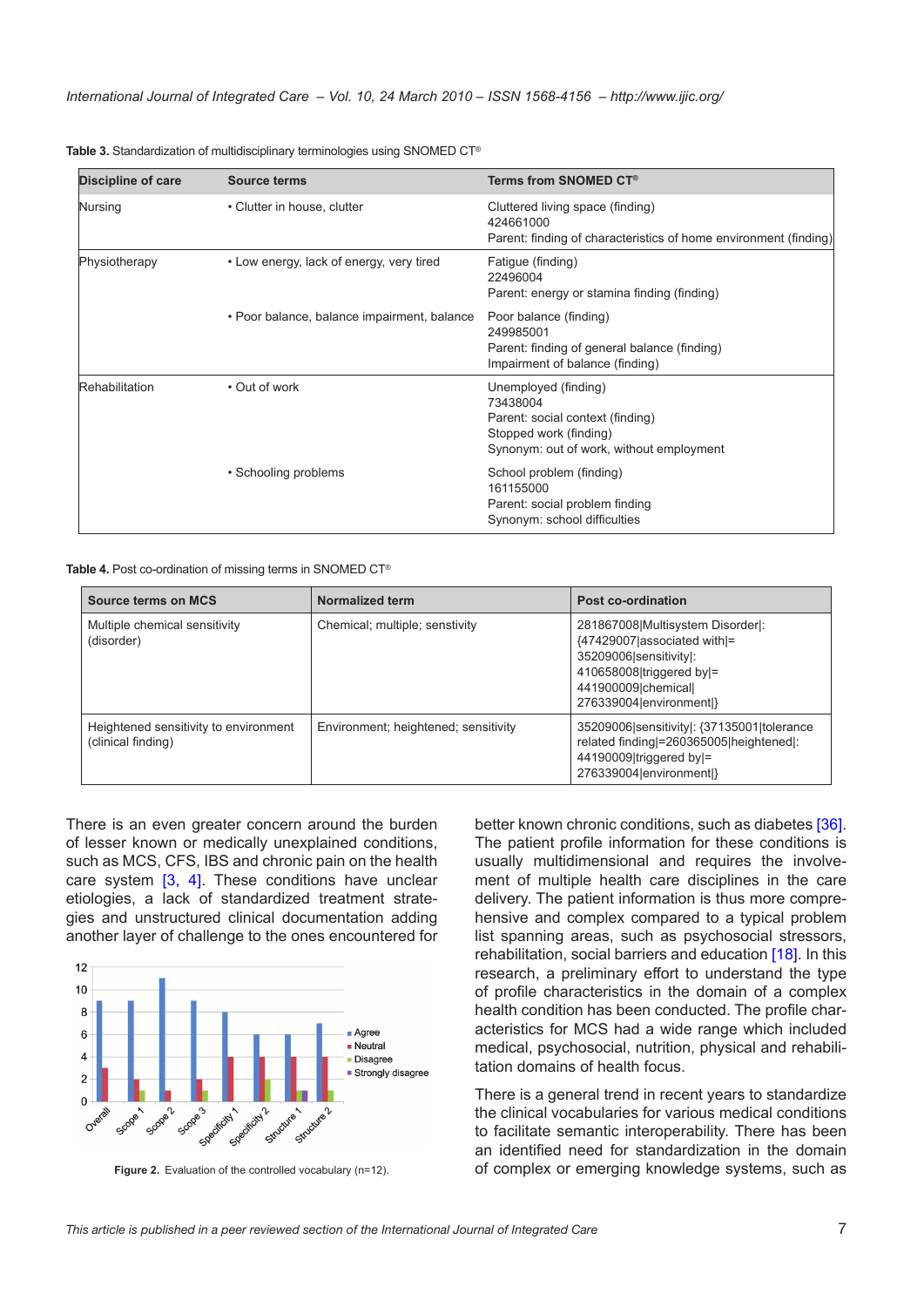**Table 3.** Standardization of multidisciplinary terminologies using SNOMED CT®

| Discipline of care | Source terms | Terms from SNOMED CT® |
| --- | --- | --- |
| Nursing | • Clutter in house, clutter | Cluttered living space (finding)<br>424661000<br>Parent: finding of characteristics of home environment (finding) |
| Physiotherapy | • Low energy, lack of energy, very tired | Fatigue (finding)<br>22496004<br>Parent: energy or stamina finding (finding) |
| | • Poor balance, balance impairment, balance | Poor balance (finding)<br>249985001<br>Parent: finding of general balance (finding)<br>Impairment of balance (finding) |
| Rehabilitation | • Out of work | Unemployed (finding)<br>73438004<br>Parent: social context (finding)<br>Stopped work (finding)<br>Synonym: out of work, without employment |
| | • Schooling problems | School problem (finding)<br>161155000<br>Parent: social problem finding<br>Synonym: school difficulties |

**Table 4.** Post co-ordination of missing terms in SNOMED CT®

| Source terms on MCS | Normalized term | Post co-ordination |
| --- | --- | --- |
| Multiple chemical sensitivity (disorder) | Chemical; multiple; senstivity | 281867008\|Multisystem Disorder\|: {47429007\|associated with\|= 35209006\|sensitivity\|: 410658008\|triggered by\|= 441900009\|chemical\| 276339004\|environment\|} |
| Heightened sensitivity to environment (clinical finding) | Environment; heightened; sensitivity | 35209006\|sensitivity\|: {37135001\|tolerance related finding\|=260365005\|heightened\|: 44190009\|triggered by\|= 276339004\|environment\|} |

There is an even greater concern around the burden of lesser known or medically unexplained conditions, such as MCS, CFS, IBS and chronic pain on the health care system [3, 4]. These conditions have unclear etiologies, a lack of standardized treatment strategies and unstructured clinical documentation adding another layer of challenge to the ones encountered for better known chronic conditions, such as diabetes [36]. The patient profile information for these conditions is usually multidimensional and requires the involvement of multiple health care disciplines in the care delivery. The patient information is thus more comprehensive and complex compared to a typical problem list spanning areas, such as psychosocial stressors, rehabilitation, social barriers and education [18]. In this research, a preliminary effort to understand the type of profile characteristics in the domain of a complex health condition has been conducted. The profile characteristics for MCS had a wide range which included medical, psychosocial, nutrition, physical and rehabilitation domains of health focus.

**Figure 2.** Evaluation of the controlled vocabulary (n=12).

There is a general trend in recent years to standardize the clinical vocabularies for various medical conditions to facilitate semantic interoperability. There has been an identified need for standardization in the domain of complex or emerging knowledge systems, such as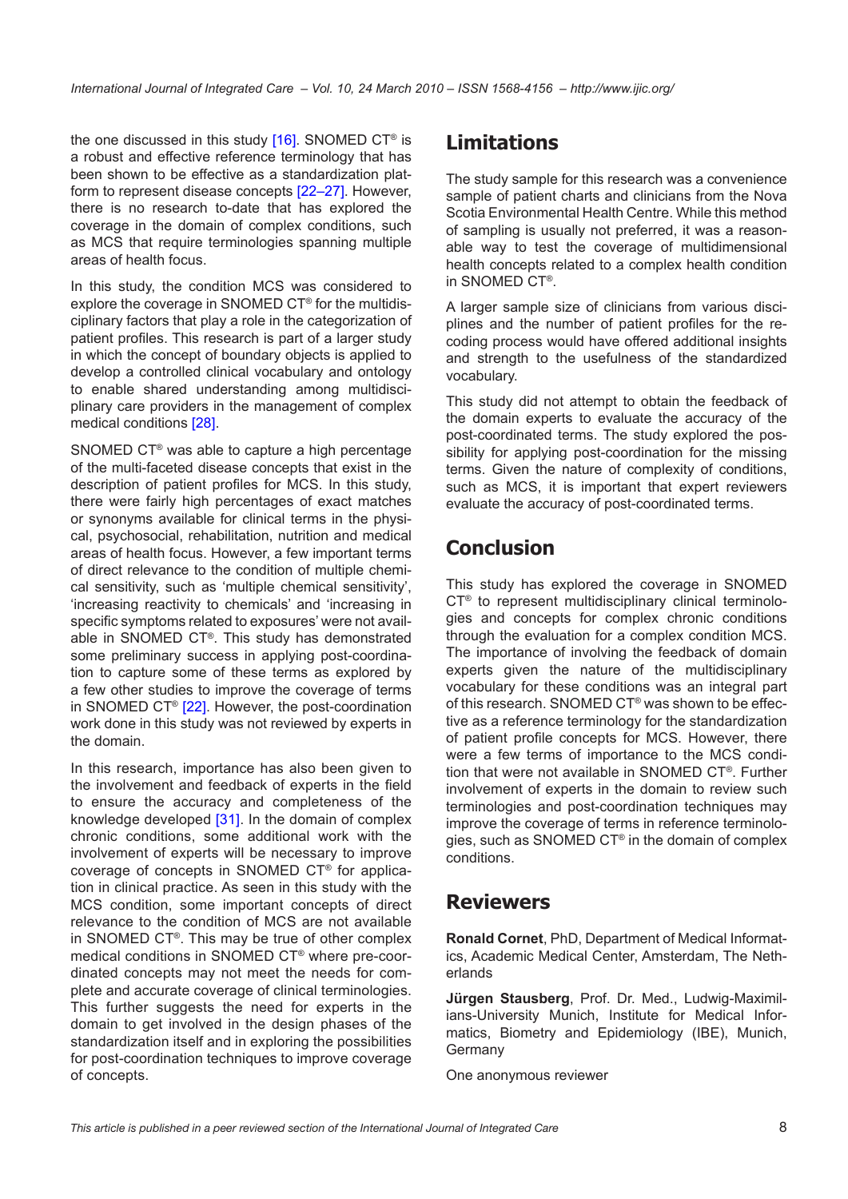the one discussed in this study [16]. SNOMED CT® is a robust and effective reference terminology that has been shown to be effective as a standardization platform to represent disease concepts [22–27]. However, there is no research to-date that has explored the coverage in the domain of complex conditions, such as MCS that require terminologies spanning multiple areas of health focus.

In this study, the condition MCS was considered to explore the coverage in SNOMED CT® for the multidisciplinary factors that play a role in the categorization of patient profiles. This research is part of a larger study in which the concept of boundary objects is applied to develop a controlled clinical vocabulary and ontology to enable shared understanding among multidisciplinary care providers in the management of complex medical conditions [28].

SNOMED CT® was able to capture a high percentage of the multi-faceted disease concepts that exist in the description of patient profiles for MCS. In this study, there were fairly high percentages of exact matches or synonyms available for clinical terms in the physical, psychosocial, rehabilitation, nutrition and medical areas of health focus. However, a few important terms of direct relevance to the condition of multiple chemical sensitivity, such as 'multiple chemical sensitivity', 'increasing reactivity to chemicals' and 'increasing in specific symptoms related to exposures' were not available in SNOMED CT®. This study has demonstrated some preliminary success in applying post-coordination to capture some of these terms as explored by a few other studies to improve the coverage of terms in SNOMED CT® [22]. However, the post-coordination work done in this study was not reviewed by experts in the domain.

In this research, importance has also been given to the involvement and feedback of experts in the field to ensure the accuracy and completeness of the knowledge developed [31]. In the domain of complex chronic conditions, some additional work with the involvement of experts will be necessary to improve coverage of concepts in SNOMED CT® for application in clinical practice. As seen in this study with the MCS condition, some important concepts of direct relevance to the condition of MCS are not available in SNOMED CT®. This may be true of other complex medical conditions in SNOMED CT® where pre-coordinated concepts may not meet the needs for complete and accurate coverage of clinical terminologies. This further suggests the need for experts in the domain to get involved in the design phases of the standardization itself and in exploring the possibilities for post-coordination techniques to improve coverage of concepts.

## Limitations

The study sample for this research was a convenience sample of patient charts and clinicians from the Nova Scotia Environmental Health Centre. While this method of sampling is usually not preferred, it was a reasonable way to test the coverage of multidimensional health concepts related to a complex health condition in SNOMED CT®.

A larger sample size of clinicians from various disciplines and the number of patient profiles for the recoding process would have offered additional insights and strength to the usefulness of the standardized vocabulary.

This study did not attempt to obtain the feedback of the domain experts to evaluate the accuracy of the post-coordinated terms. The study explored the possibility for applying post-coordination for the missing terms. Given the nature of complexity of conditions, such as MCS, it is important that expert reviewers evaluate the accuracy of post-coordinated terms.

## Conclusion

This study has explored the coverage in SNOMED CT® to represent multidisciplinary clinical terminologies and concepts for complex chronic conditions through the evaluation for a complex condition MCS. The importance of involving the feedback of domain experts given the nature of the multidisciplinary vocabulary for these conditions was an integral part of this research. SNOMED CT® was shown to be effective as a reference terminology for the standardization of patient profile concepts for MCS. However, there were a few terms of importance to the MCS condition that were not available in SNOMED CT®. Further involvement of experts in the domain to review such terminologies and post-coordination techniques may improve the coverage of terms in reference terminologies, such as SNOMED CT® in the domain of complex conditions.

## Reviewers

**Ronald Cornet**, PhD, Department of Medical Informatics, Academic Medical Center, Amsterdam, The Netherlands

**Jürgen Stausberg**, Prof. Dr. Med., Ludwig-Maximilians-University Munich, Institute for Medical Informatics, Biometry and Epidemiology (IBE), Munich, Germany

One anonymous reviewer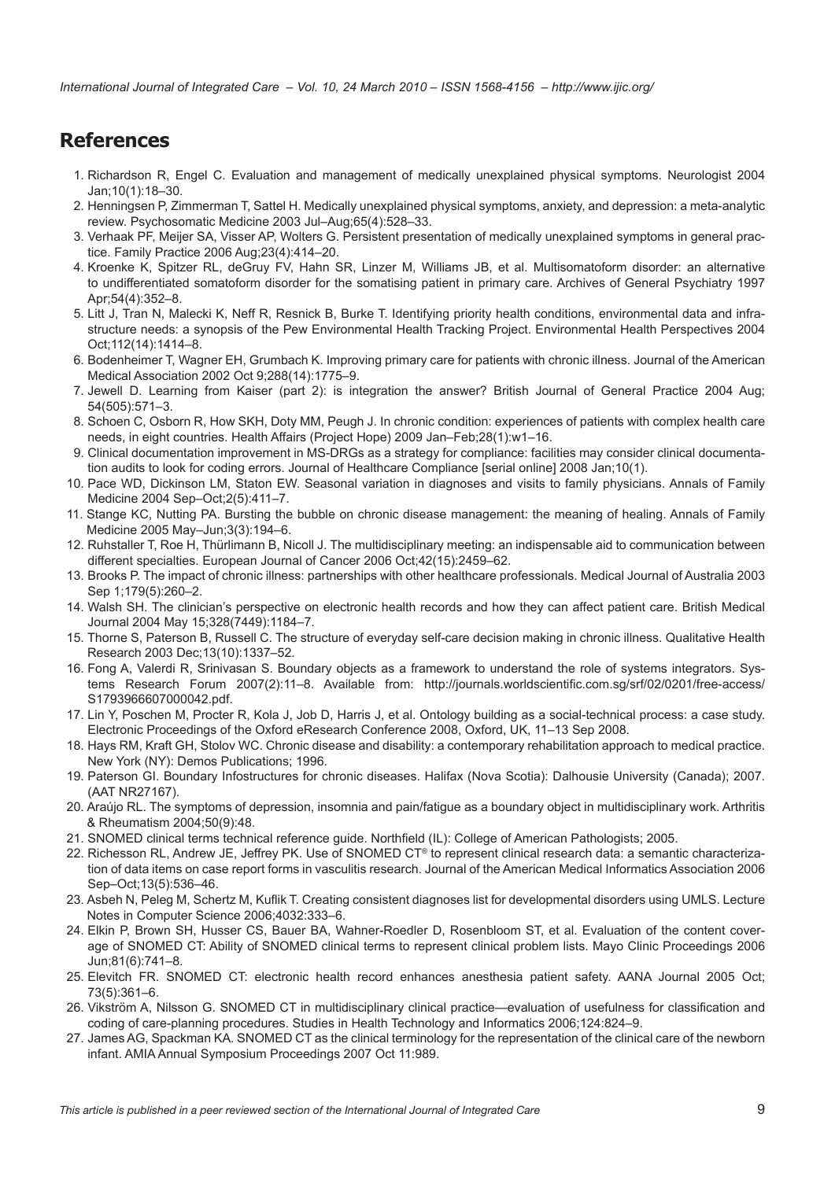## References

1. Richardson R, Engel C. Evaluation and management of medically unexplained physical symptoms. Neurologist 2004 Jan;10(1):18–30.
2. Henningsen P, Zimmerman T, Sattel H. Medically unexplained physical symptoms, anxiety, and depression: a meta-analytic review. Psychosomatic Medicine 2003 Jul–Aug;65(4):528–33.
3. Verhaak PF, Meijer SA, Visser AP, Wolters G. Persistent presentation of medically unexplained symptoms in general practice. Family Practice 2006 Aug;23(4):414–20.
4. Kroenke K, Spitzer RL, deGruy FV, Hahn SR, Linzer M, Williams JB, et al. Multisomatoform disorder: an alternative to undifferentiated somatoform disorder for the somatising patient in primary care. Archives of General Psychiatry 1997 Apr;54(4):352–8.
5. Litt J, Tran N, Malecki K, Neff R, Resnick B, Burke T. Identifying priority health conditions, environmental data and infrastructure needs: a synopsis of the Pew Environmental Health Tracking Project. Environmental Health Perspectives 2004 Oct;112(14):1414–8.
6. Bodenheimer T, Wagner EH, Grumbach K. Improving primary care for patients with chronic illness. Journal of the American Medical Association 2002 Oct 9;288(14):1775–9.
7. Jewell D. Learning from Kaiser (part 2): is integration the answer? British Journal of General Practice 2004 Aug; 54(505):571–3.
8. Schoen C, Osborn R, How SKH, Doty MM, Peugh J. In chronic condition: experiences of patients with complex health care needs, in eight countries. Health Affairs (Project Hope) 2009 Jan–Feb;28(1):w1–16.
9. Clinical documentation improvement in MS-DRGs as a strategy for compliance: facilities may consider clinical documentation audits to look for coding errors. Journal of Healthcare Compliance [serial online] 2008 Jan;10(1).
10. Pace WD, Dickinson LM, Staton EW. Seasonal variation in diagnoses and visits to family physicians. Annals of Family Medicine 2004 Sep–Oct;2(5):411–7.
11. Stange KC, Nutting PA. Bursting the bubble on chronic disease management: the meaning of healing. Annals of Family Medicine 2005 May–Jun;3(3):194–6.
12. Ruhstaller T, Roe H, Thürlimann B, Nicoll J. The multidisciplinary meeting: an indispensable aid to communication between different specialties. European Journal of Cancer 2006 Oct;42(15):2459–62.
13. Brooks P. The impact of chronic illness: partnerships with other healthcare professionals. Medical Journal of Australia 2003 Sep 1;179(5):260–2.
14. Walsh SH. The clinician's perspective on electronic health records and how they can affect patient care. British Medical Journal 2004 May 15;328(7449):1184–7.
15. Thorne S, Paterson B, Russell C. The structure of everyday self-care decision making in chronic illness. Qualitative Health Research 2003 Dec;13(10):1337–52.
16. Fong A, Valerdi R, Srinivasan S. Boundary objects as a framework to understand the role of systems integrators. Systems Research Forum 2007(2):11–8. Available from: http://journals.worldscientific.com.sg/srf/02/0201/free-access/S1793966607000042.pdf.
17. Lin Y, Poschen M, Procter R, Kola J, Job D, Harris J, et al. Ontology building as a social-technical process: a case study. Electronic Proceedings of the Oxford eResearch Conference 2008, Oxford, UK, 11–13 Sep 2008.
18. Hays RM, Kraft GH, Stolov WC. Chronic disease and disability: a contemporary rehabilitation approach to medical practice. New York (NY): Demos Publications; 1996.
19. Paterson GI. Boundary Infostructures for chronic diseases. Halifax (Nova Scotia): Dalhousie University (Canada); 2007. (AAT NR27167).
20. Araújo RL. The symptoms of depression, insomnia and pain/fatigue as a boundary object in multidisciplinary work. Arthritis & Rheumatism 2004;50(9):48.
21. SNOMED clinical terms technical reference guide. Northfield (IL): College of American Pathologists; 2005.
22. Richesson RL, Andrew JE, Jeffrey PK. Use of SNOMED CT® to represent clinical research data: a semantic characterization of data items on case report forms in vasculitis research. Journal of the American Medical Informatics Association 2006 Sep–Oct;13(5):536–46.
23. Asbeh N, Peleg M, Schertz M, Kuflik T. Creating consistent diagnoses list for developmental disorders using UMLS. Lecture Notes in Computer Science 2006;4032:333–6.
24. Elkin P, Brown SH, Husser CS, Bauer BA, Wahner-Roedler D, Rosenbloom ST, et al. Evaluation of the content coverage of SNOMED CT: Ability of SNOMED clinical terms to represent clinical problem lists. Mayo Clinic Proceedings 2006 Jun;81(6):741–8.
25. Elevitch FR. SNOMED CT: electronic health record enhances anesthesia patient safety. AANA Journal 2005 Oct; 73(5):361–6.
26. Vikström A, Nilsson G. SNOMED CT in multidisciplinary clinical practice—evaluation of usefulness for classification and coding of care-planning procedures. Studies in Health Technology and Informatics 2006;124:824–9.
27. James AG, Spackman KA. SNOMED CT as the clinical terminology for the representation of the clinical care of the newborn infant. AMIA Annual Symposium Proceedings 2007 Oct 11:989.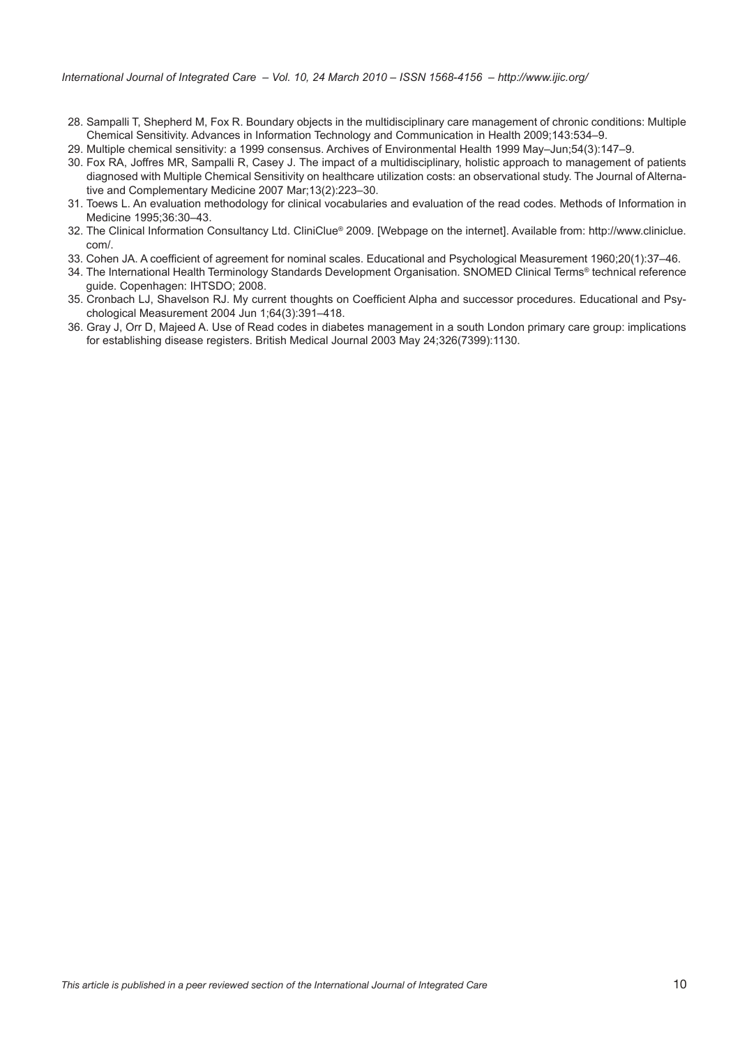28. Sampalli T, Shepherd M, Fox R. Boundary objects in the multidisciplinary care management of chronic conditions: Multiple Chemical Sensitivity. Advances in Information Technology and Communication in Health 2009;143:534–9.
29. Multiple chemical sensitivity: a 1999 consensus. Archives of Environmental Health 1999 May–Jun;54(3):147–9.
30. Fox RA, Joffres MR, Sampalli R, Casey J. The impact of a multidisciplinary, holistic approach to management of patients diagnosed with Multiple Chemical Sensitivity on healthcare utilization costs: an observational study. The Journal of Alternative and Complementary Medicine 2007 Mar;13(2):223–30.
31. Toews L. An evaluation methodology for clinical vocabularies and evaluation of the read codes. Methods of Information in Medicine 1995;36:30–43.
32. The Clinical Information Consultancy Ltd. CliniClue® 2009. [Webpage on the internet]. Available from: http://www.cliniclue.com/.
33. Cohen JA. A coefficient of agreement for nominal scales. Educational and Psychological Measurement 1960;20(1):37–46.
34. The International Health Terminology Standards Development Organisation. SNOMED Clinical Terms® technical reference guide. Copenhagen: IHTSDO; 2008.
35. Cronbach LJ, Shavelson RJ. My current thoughts on Coefficient Alpha and successor procedures. Educational and Psychological Measurement 2004 Jun 1;64(3):391–418.
36. Gray J, Orr D, Majeed A. Use of Read codes in diabetes management in a south London primary care group: implications for establishing disease registers. British Medical Journal 2003 May 24;326(7399):1130.